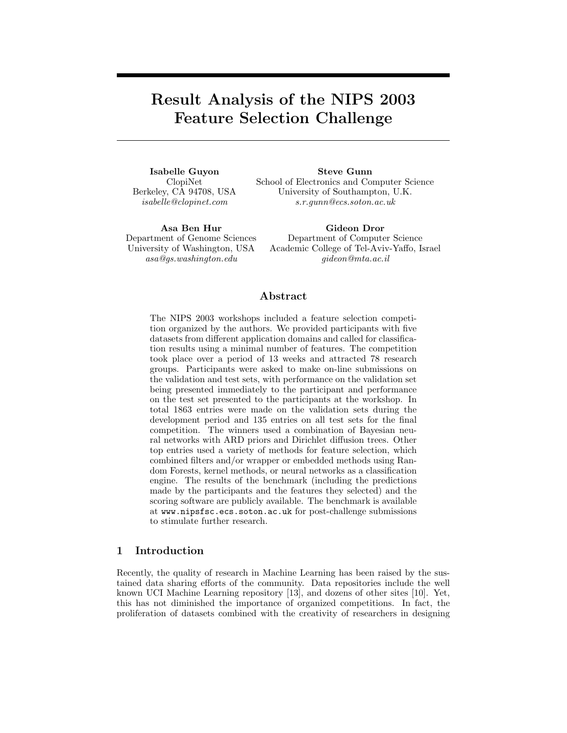# Result Analysis of the NIPS 2003 Feature Selection Challenge

**Isabelle Guyon**
ClopiNet
Berkeley, CA 94708, USA
*isabelle@clopinet.com*

**Steve Gunn**
School of Electronics and Computer Science
University of Southampton, U.K.
*s.r.gunn@ecs.soton.ac.uk*

**Asa Ben Hur**
Department of Genome Sciences
University of Washington, USA
*asa@gs.washington.edu*

**Gideon Dror**
Department of Computer Science
Academic College of Tel-Aviv-Yaffo, Israel
*gideon@mta.ac.il*

## Abstract

The NIPS 2003 workshops included a feature selection competition organized by the authors. We provided participants with five datasets from different application domains and called for classification results using a minimal number of features. The competition took place over a period of 13 weeks and attracted 78 research groups. Participants were asked to make on-line submissions on the validation and test sets, with performance on the validation set being presented immediately to the participant and performance on the test set presented to the participants at the workshop. In total 1863 entries were made on the validation sets during the development period and 135 entries on all test sets for the final competition. The winners used a combination of Bayesian neural networks with ARD priors and Dirichlet diffusion trees. Other top entries used a variety of methods for feature selection, which combined filters and/or wrapper or embedded methods using Random Forests, kernel methods, or neural networks as a classification engine. The results of the benchmark (including the predictions made by the participants and the features they selected) and the scoring software are publicly available. The benchmark is available at `www.nipsfsc.ecs.soton.ac.uk` for post-challenge submissions to stimulate further research.

## 1 Introduction

Recently, the quality of research in Machine Learning has been raised by the sustained data sharing efforts of the community. Data repositories include the well known UCI Machine Learning repository [13], and dozens of other sites [10]. Yet, this has not diminished the importance of organized competitions. In fact, the proliferation of datasets combined with the creativity of researchers in designing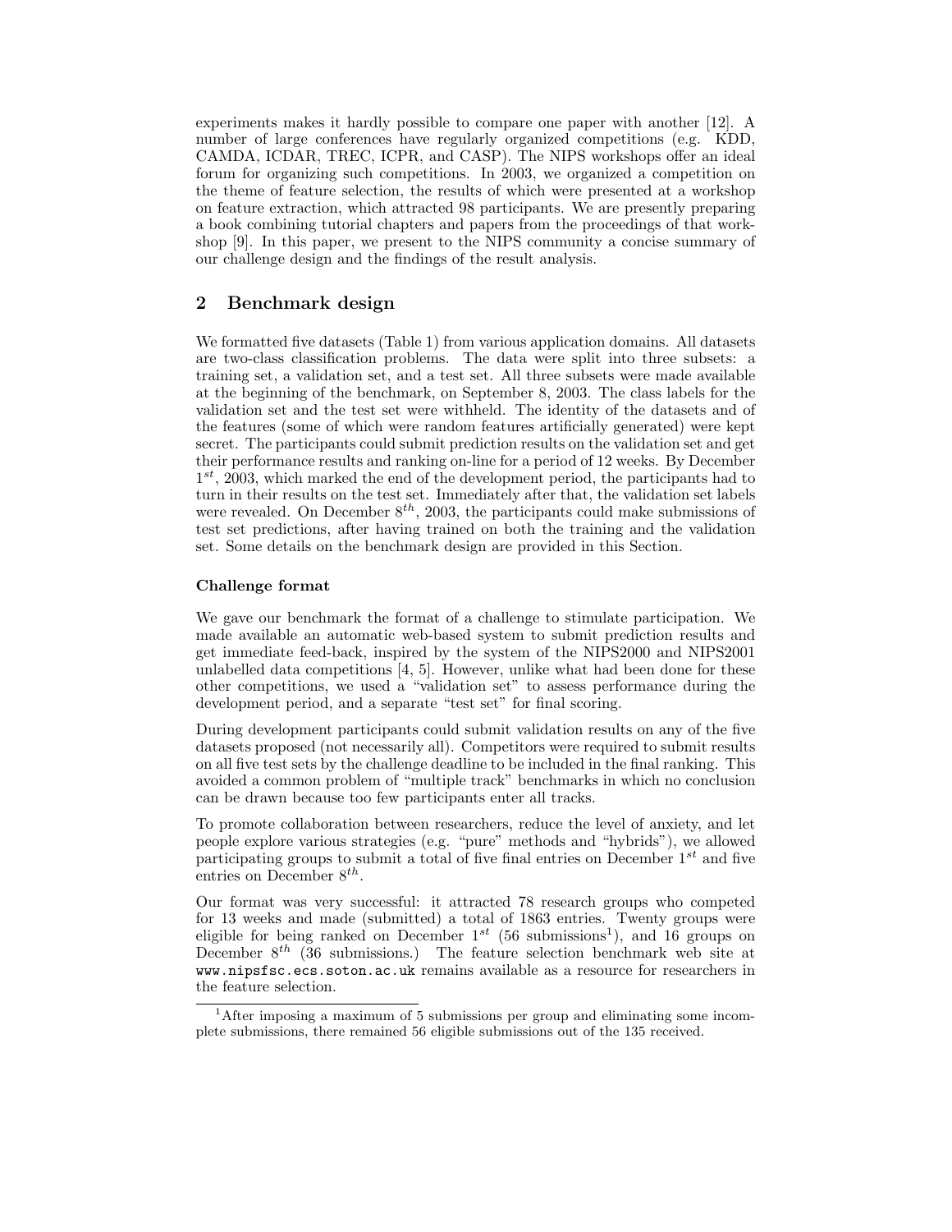experiments makes it hardly possible to compare one paper with another [12]. A number of large conferences have regularly organized competitions (e.g. KDD, CAMDA, ICDAR, TREC, ICPR, and CASP). The NIPS workshops offer an ideal forum for organizing such competitions. In 2003, we organized a competition on the theme of feature selection, the results of which were presented at a workshop on feature extraction, which attracted 98 participants. We are presently preparing a book combining tutorial chapters and papers from the proceedings of that workshop [9]. In this paper, we present to the NIPS community a concise summary of our challenge design and the findings of the result analysis.

## 2 Benchmark design

We formatted five datasets (Table 1) from various application domains. All datasets are two-class classification problems. The data were split into three subsets: a training set, a validation set, and a test set. All three subsets were made available at the beginning of the benchmark, on September 8, 2003. The class labels for the validation set and the test set were withheld. The identity of the datasets and of the features (some of which were random features artificially generated) were kept secret. The participants could submit prediction results on the validation set and get their performance results and ranking on-line for a period of 12 weeks. By December $1^{st}$, 2003, which marked the end of the development period, the participants had to turn in their results on the test set. Immediately after that, the validation set labels were revealed. On December $8^{th}$, 2003, the participants could make submissions of test set predictions, after having trained on both the training and the validation set. Some details on the benchmark design are provided in this Section.

### Challenge format

We gave our benchmark the format of a challenge to stimulate participation. We made available an automatic web-based system to submit prediction results and get immediate feed-back, inspired by the system of the NIPS2000 and NIPS2001 unlabelled data competitions [4, 5]. However, unlike what had been done for these other competitions, we used a "validation set" to assess performance during the development period, and a separate "test set" for final scoring.

During development participants could submit validation results on any of the five datasets proposed (not necessarily all). Competitors were required to submit results on all five test sets by the challenge deadline to be included in the final ranking. This avoided a common problem of "multiple track" benchmarks in which no conclusion can be drawn because too few participants enter all tracks.

To promote collaboration between researchers, reduce the level of anxiety, and let people explore various strategies (e.g. "pure" methods and "hybrids"), we allowed participating groups to submit a total of five final entries on December $1^{st}$ and five entries on December $8^{th}$.

Our format was very successful: it attracted 78 research groups who competed for 13 weeks and made (submitted) a total of 1863 entries. Twenty groups were eligible for being ranked on December $1^{st}$ (56 submissions[1]), and 16 groups on December $8^{th}$ (36 submissions.) The feature selection benchmark web site at www.nipsfsc.ecs.soton.ac.uk remains available as a resource for researchers in the feature selection.

[1] After imposing a maximum of 5 submissions per group and eliminating some incomplete submissions, there remained 56 eligible submissions out of the 135 received.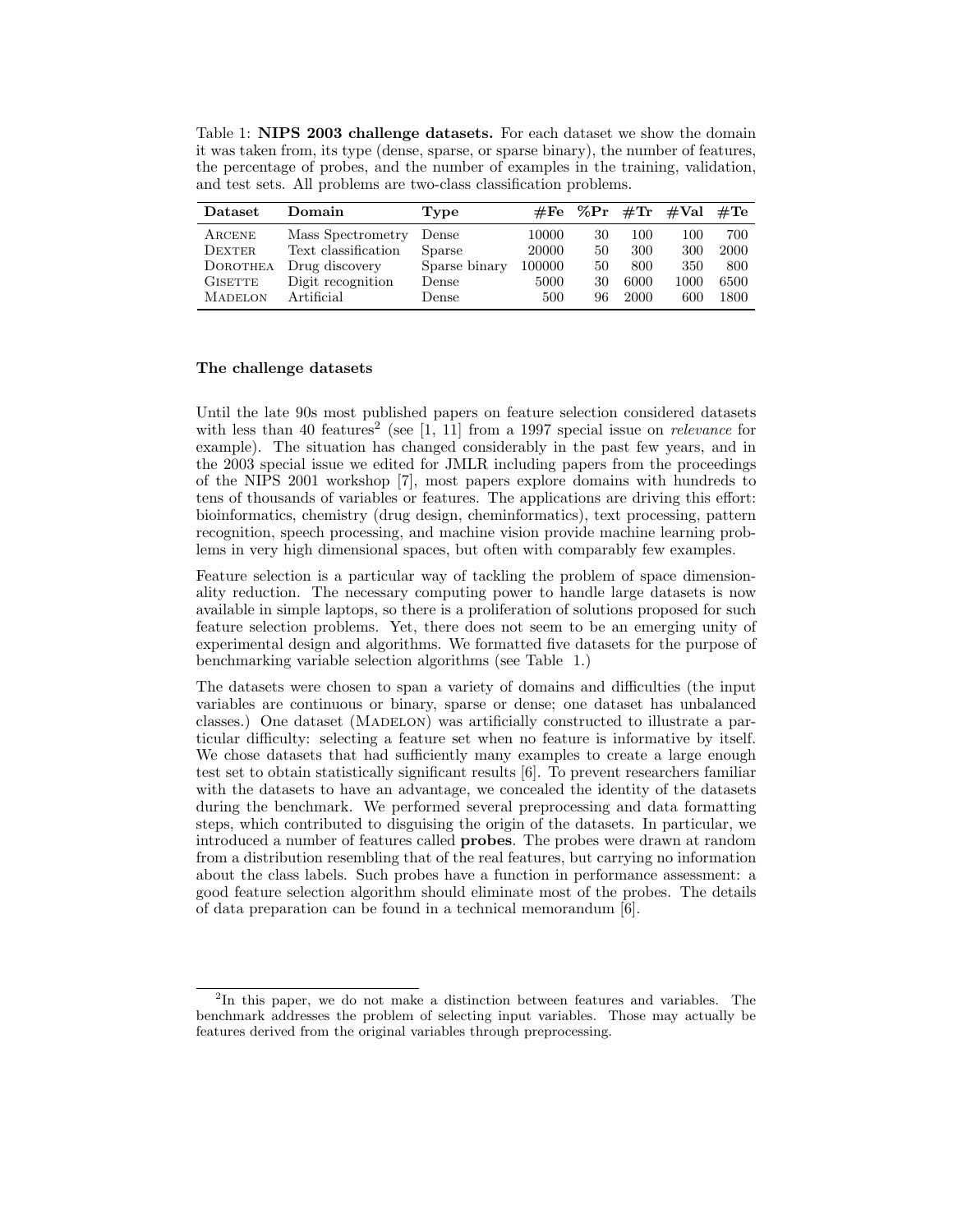Table 1: **NIPS 2003 challenge datasets.** For each dataset we show the domain it was taken from, its type (dense, sparse, or sparse binary), the number of features, the percentage of probes, and the number of examples in the training, validation, and test sets. All problems are two-class classification problems.

| Dataset | Domain | Type | #Fe | %Pr | #Tr | #Val | #Te |
|---|---|---|---|---|---|---|---|
| Arcene | Mass Spectrometry | Dense | 10000 | 30 | 100 | 100 | 700 |
| Dexter | Text classification | Sparse | 20000 | 50 | 300 | 300 | 2000 |
| Dorothea | Drug discovery | Sparse binary | 100000 | 50 | 800 | 350 | 800 |
| Gisette | Digit recognition | Dense | 5000 | 30 | 6000 | 1000 | 6500 |
| Madelon | Artificial | Dense | 500 | 96 | 2000 | 600 | 1800 |

### The challenge datasets

Until the late 90s most published papers on feature selection considered datasets with less than 40 features[2] (see [1, 11] from a 1997 special issue on *relevance* for example). The situation has changed considerably in the past few years, and in the 2003 special issue we edited for JMLR including papers from the proceedings of the NIPS 2001 workshop [7], most papers explore domains with hundreds to tens of thousands of variables or features. The applications are driving this effort: bioinformatics, chemistry (drug design, cheminformatics), text processing, pattern recognition, speech processing, and machine vision provide machine learning problems in very high dimensional spaces, but often with comparably few examples.

Feature selection is a particular way of tackling the problem of space dimensionality reduction. The necessary computing power to handle large datasets is now available in simple laptops, so there is a proliferation of solutions proposed for such feature selection problems. Yet, there does not seem to be an emerging unity of experimental design and algorithms. We formatted five datasets for the purpose of benchmarking variable selection algorithms (see Table 1.)

The datasets were chosen to span a variety of domains and difficulties (the input variables are continuous or binary, sparse or dense; one dataset has unbalanced classes.) One dataset (Madelon) was artificially constructed to illustrate a particular difficulty: selecting a feature set when no feature is informative by itself. We chose datasets that had sufficiently many examples to create a large enough test set to obtain statistically significant results [6]. To prevent researchers familiar with the datasets to have an advantage, we concealed the identity of the datasets during the benchmark. We performed several preprocessing and data formatting steps, which contributed to disguising the origin of the datasets. In particular, we introduced a number of features called **probes**. The probes were drawn at random from a distribution resembling that of the real features, but carrying no information about the class labels. Such probes have a function in performance assessment: a good feature selection algorithm should eliminate most of the probes. The details of data preparation can be found in a technical memorandum [6].

[2] In this paper, we do not make a distinction between features and variables. The benchmark addresses the problem of selecting input variables. Those may actually be features derived from the original variables through preprocessing.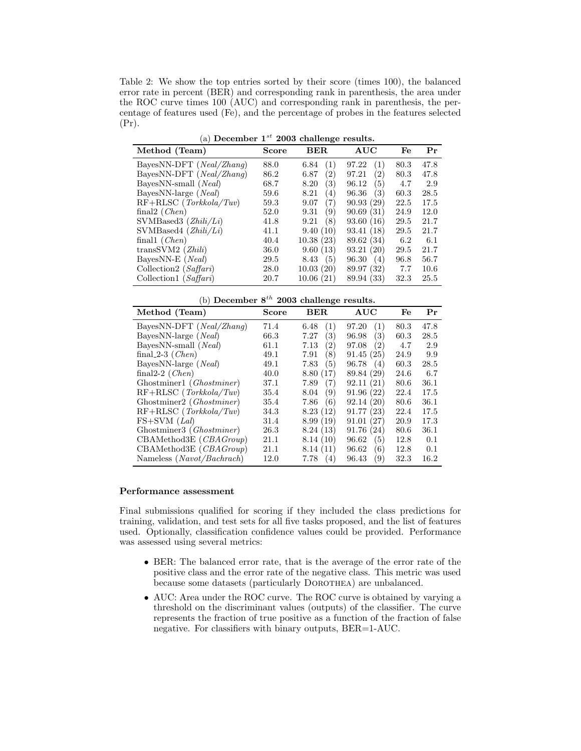Table 2: We show the top entries sorted by their score (times 100), the balanced error rate in percent (BER) and corresponding rank in parenthesis, the area under the ROC curve times 100 (AUC) and corresponding rank in parenthesis, the percentage of features used (Fe), and the percentage of probes in the features selected (Pr).

(a) **December $1^{st}$ 2003 challenge results.**

| Method (Team) | Score | BER | AUC | Fe | Pr |
|---|---|---|---|---|---|
| BayesNN-DFT (*Neal/Zhang*) | 88.0 | 6.84 (1) | 97.22 (1) | 80.3 | 47.8 |
| BayesNN-DFT (*Neal/Zhang*) | 86.2 | 6.87 (2) | 97.21 (2) | 80.3 | 47.8 |
| BayesNN-small (*Neal*) | 68.7 | 8.20 (3) | 96.12 (5) | 4.7 | 2.9 |
| BayesNN-large (*Neal*) | 59.6 | 8.21 (4) | 96.36 (3) | 60.3 | 28.5 |
| RF+RLSC (*Torkkola/Tuv*) | 59.3 | 9.07 (7) | 90.93 (29) | 22.5 | 17.5 |
| final2 (*Chen*) | 52.0 | 9.31 (9) | 90.69 (31) | 24.9 | 12.0 |
| SVMBased3 (*Zhili/Li*) | 41.8 | 9.21 (8) | 93.60 (16) | 29.5 | 21.7 |
| SVMBased4 (*Zhili/Li*) | 41.1 | 9.40 (10) | 93.41 (18) | 29.5 | 21.7 |
| final1 (*Chen*) | 40.4 | 10.38 (23) | 89.62 (34) | 6.2 | 6.1 |
| transSVM2 (*Zhili*) | 36.0 | 9.60 (13) | 93.21 (20) | 29.5 | 21.7 |
| BayesNN-E (*Neal*) | 29.5 | 8.43 (5) | 96.30 (4) | 96.8 | 56.7 |
| Collection2 (*Saffari*) | 28.0 | 10.03 (20) | 89.97 (32) | 7.7 | 10.6 |
| Collection1 (*Saffari*) | 20.7 | 10.06 (21) | 89.94 (33) | 32.3 | 25.5 |

(b) **December $8^{th}$ 2003 challenge results.**

| Method (Team) | Score | BER | AUC | Fe | Pr |
|---|---|---|---|---|---|
| BayesNN-DFT (*Neal/Zhang*) | 71.4 | 6.48 (1) | 97.20 (1) | 80.3 | 47.8 |
| BayesNN-large (*Neal*) | 66.3 | 7.27 (3) | 96.98 (3) | 60.3 | 28.5 |
| BayesNN-small (*Neal*) | 61.1 | 7.13 (2) | 97.08 (2) | 4.7 | 2.9 |
| final_2-3 (*Chen*) | 49.1 | 7.91 (8) | 91.45 (25) | 24.9 | 9.9 |
| BayesNN-large (*Neal*) | 49.1 | 7.83 (5) | 96.78 (4) | 60.3 | 28.5 |
| final2-2 (*Chen*) | 40.0 | 8.80 (17) | 89.84 (29) | 24.6 | 6.7 |
| Ghostminer1 (*Ghostminer*) | 37.1 | 7.89 (7) | 92.11 (21) | 80.6 | 36.1 |
| RF+RLSC (*Torkkola/Tuv*) | 35.4 | 8.04 (9) | 91.96 (22) | 22.4 | 17.5 |
| Ghostminer2 (*Ghostminer*) | 35.4 | 7.86 (6) | 92.14 (20) | 80.6 | 36.1 |
| RF+RLSC (*Torkkola/Tuv*) | 34.3 | 8.23 (12) | 91.77 (23) | 22.4 | 17.5 |
| FS+SVM (*Lal*) | 31.4 | 8.99 (19) | 91.01 (27) | 20.9 | 17.3 |
| Ghostminer3 (*Ghostminer*) | 26.3 | 8.24 (13) | 91.76 (24) | 80.6 | 36.1 |
| CBAMethod3E (*CBAGroup*) | 21.1 | 8.14 (10) | 96.62 (5) | 12.8 | 0.1 |
| CBAMethod3E (*CBAGroup*) | 21.1 | 8.14 (11) | 96.62 (6) | 12.8 | 0.1 |
| Nameless (*Navot/Bachrach*) | 12.0 | 7.78 (4) | 96.43 (9) | 32.3 | 16.2 |

**Performance assessment**

Final submissions qualified for scoring if they included the class predictions for training, validation, and test sets for all five tasks proposed, and the list of features used. Optionally, classification confidence values could be provided. Performance was assessed using several metrics:

- BER: The balanced error rate, that is the average of the error rate of the positive class and the error rate of the negative class. This metric was used because some datasets (particularly DOROTHEA) are unbalanced.
- AUC: Area under the ROC curve. The ROC curve is obtained by varying a threshold on the discriminant values (outputs) of the classifier. The curve represents the fraction of true positive as a function of the fraction of false negative. For classifiers with binary outputs, BER=1-AUC.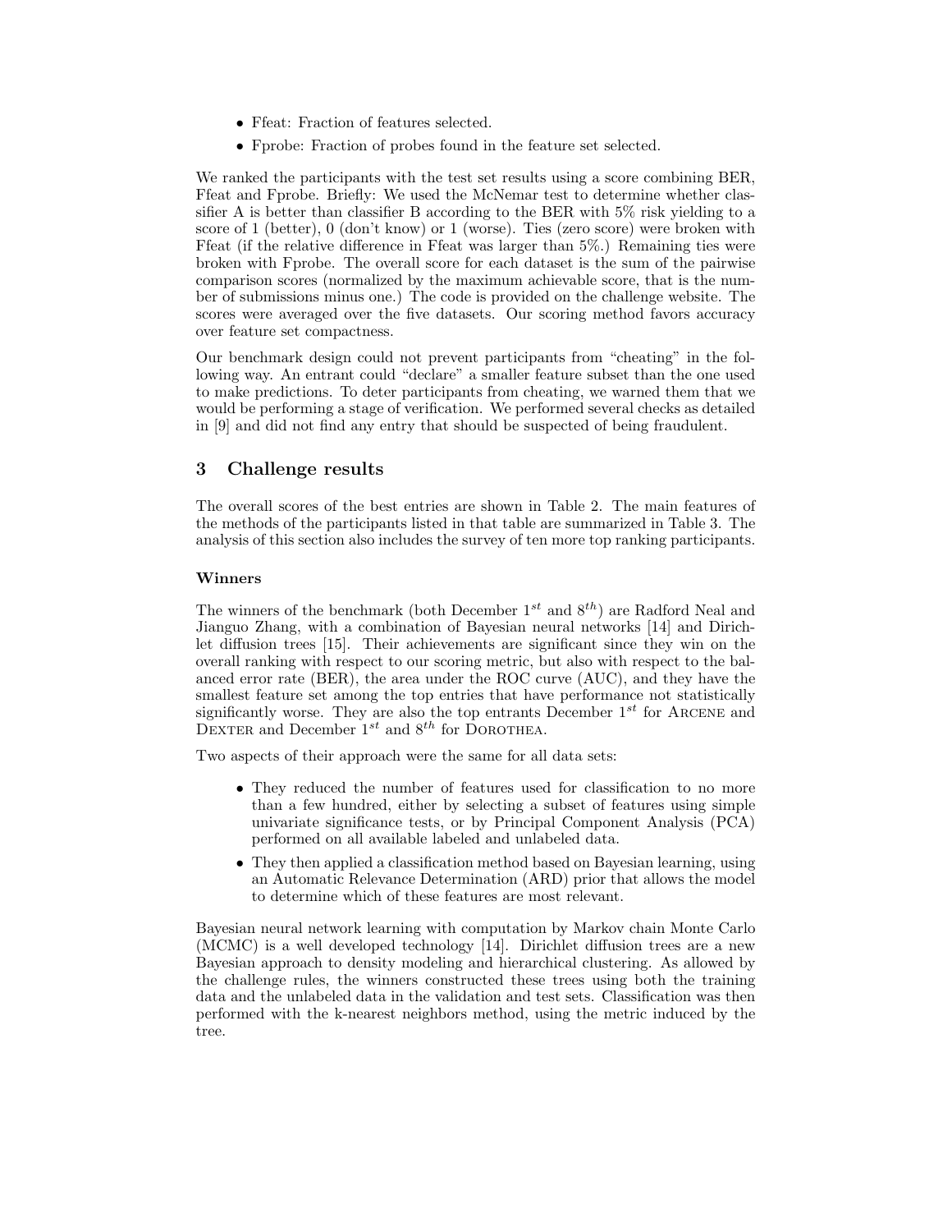- Ffeat: Fraction of features selected.
- Fprobe: Fraction of probes found in the feature set selected.

We ranked the participants with the test set results using a score combining BER, Ffeat and Fprobe. Briefly: We used the McNemar test to determine whether classifier A is better than classifier B according to the BER with 5% risk yielding to a score of 1 (better), 0 (don't know) or 1 (worse). Ties (zero score) were broken with Ffeat (if the relative difference in Ffeat was larger than 5%.) Remaining ties were broken with Fprobe. The overall score for each dataset is the sum of the pairwise comparison scores (normalized by the maximum achievable score, that is the number of submissions minus one.) The code is provided on the challenge website. The scores were averaged over the five datasets. Our scoring method favors accuracy over feature set compactness.

Our benchmark design could not prevent participants from "cheating" in the following way. An entrant could "declare" a smaller feature subset than the one used to make predictions. To deter participants from cheating, we warned them that we would be performing a stage of verification. We performed several checks as detailed in [9] and did not find any entry that should be suspected of being fraudulent.

## 3 Challenge results

The overall scores of the best entries are shown in Table 2. The main features of the methods of the participants listed in that table are summarized in Table 3. The analysis of this section also includes the survey of ten more top ranking participants.

**Winners**

The winners of the benchmark (both December $1^{st}$ and $8^{th}$) are Radford Neal and Jianguo Zhang, with a combination of Bayesian neural networks [14] and Dirichlet diffusion trees [15]. Their achievements are significant since they win on the overall ranking with respect to our scoring metric, but also with respect to the balanced error rate (BER), the area under the ROC curve (AUC), and they have the smallest feature set among the top entries that have performance not statistically significantly worse. They are also the top entrants December $1^{st}$ for ARCENE and DEXTER and December $1^{st}$ and $8^{th}$ for DOROTHEA.

Two aspects of their approach were the same for all data sets:

- They reduced the number of features used for classification to no more than a few hundred, either by selecting a subset of features using simple univariate significance tests, or by Principal Component Analysis (PCA) performed on all available labeled and unlabeled data.
- They then applied a classification method based on Bayesian learning, using an Automatic Relevance Determination (ARD) prior that allows the model to determine which of these features are most relevant.

Bayesian neural network learning with computation by Markov chain Monte Carlo (MCMC) is a well developed technology [14]. Dirichlet diffusion trees are a new Bayesian approach to density modeling and hierarchical clustering. As allowed by the challenge rules, the winners constructed these trees using both the training data and the unlabeled data in the validation and test sets. Classification was then performed with the k-nearest neighbors method, using the metric induced by the tree.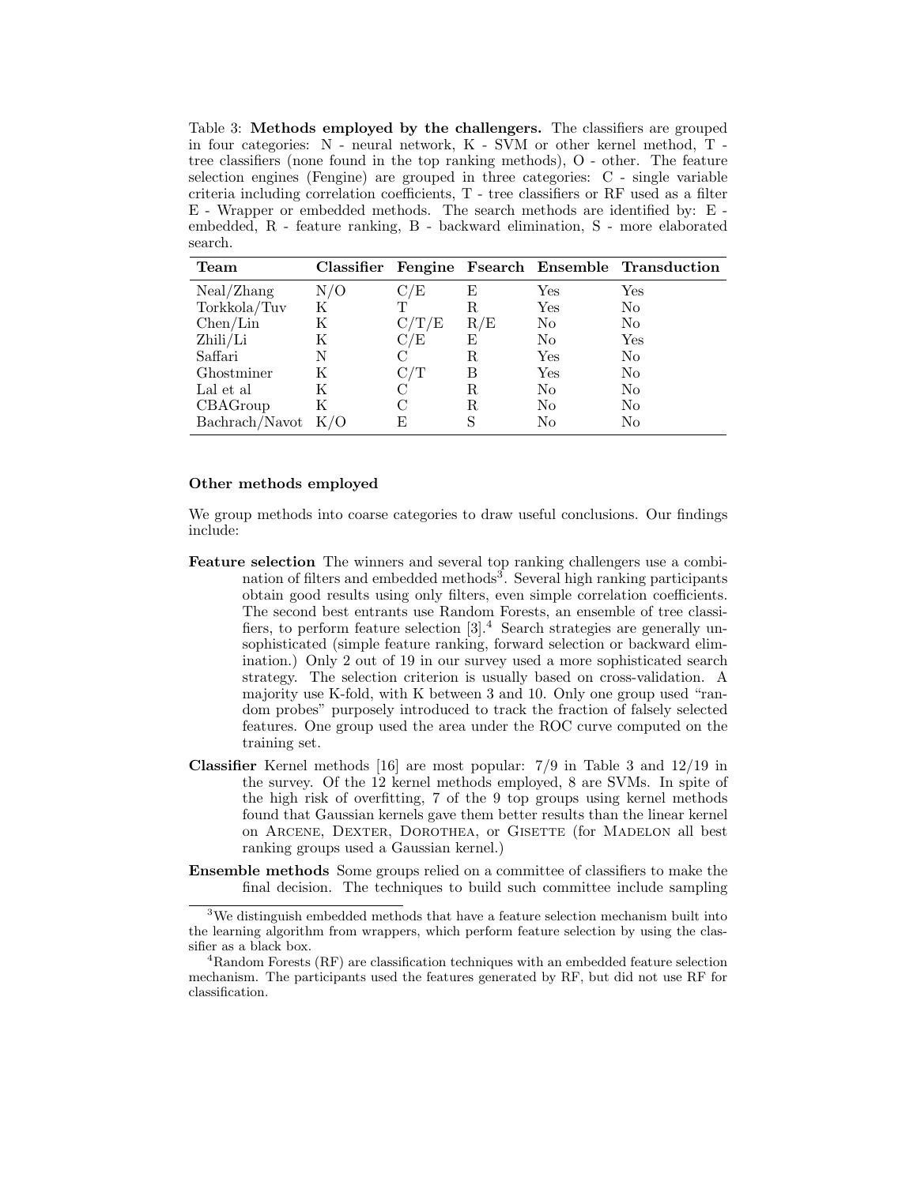Table 3: **Methods employed by the challengers.** The classifiers are grouped in four categories: N - neural network, K - SVM or other kernel method, T - tree classifiers (none found in the top ranking methods), O - other. The feature selection engines (Fengine) are grouped in three categories: C - single variable criteria including correlation coefficients, T - tree classifiers or RF used as a filter E - Wrapper or embedded methods. The search methods are identified by: E - embedded, R - feature ranking, B - backward elimination, S - more elaborated search.

| Team | Classifier | Fengine | Fsearch | Ensemble | Transduction |
|---|---|---|---|---|---|
| Neal/Zhang | N/O | C/E | E | Yes | Yes |
| Torkkola/Tuv | K | T | R | Yes | No |
| Chen/Lin | K | C/T/E | R/E | No | No |
| Zhili/Li | K | C/E | E | No | Yes |
| Saffari | N | C | R | Yes | No |
| Ghostminer | K | C/T | B | Yes | No |
| Lal et al | K | C | R | No | No |
| CBAGroup | K | C | R | No | No |
| Bachrach/Navot | K/O | E | S | No | No |

**Other methods employed**

We group methods into coarse categories to draw useful conclusions. Our findings include:

**Feature selection** The winners and several top ranking challengers use a combination of filters and embedded methods[3]. Several high ranking participants obtain good results using only filters, even simple correlation coefficients. The second best entrants use Random Forests, an ensemble of tree classifiers, to perform feature selection [3].[4] Search strategies are generally unsophisticated (simple feature ranking, forward selection or backward elimination.) Only 2 out of 19 in our survey used a more sophisticated search strategy. The selection criterion is usually based on cross-validation. A majority use K-fold, with K between 3 and 10. Only one group used "random probes" purposely introduced to track the fraction of falsely selected features. One group used the area under the ROC curve computed on the training set.

**Classifier** Kernel methods [16] are most popular: 7/9 in Table 3 and 12/19 in the survey. Of the 12 kernel methods employed, 8 are SVMs. In spite of the high risk of overfitting, 7 of the 9 top groups using kernel methods found that Gaussian kernels gave them better results than the linear kernel on ARCENE, DEXTER, DOROTHEA, or GISETTE (for MADELON all best ranking groups used a Gaussian kernel.)

**Ensemble methods** Some groups relied on a committee of classifiers to make the final decision. The techniques to build such committee include sampling

[3]We distinguish embedded methods that have a feature selection mechanism built into the learning algorithm from wrappers, which perform feature selection by using the classifier as a black box.

[4]Random Forests (RF) are classification techniques with an embedded feature selection mechanism. The participants used the features generated by RF, but did not use RF for classification.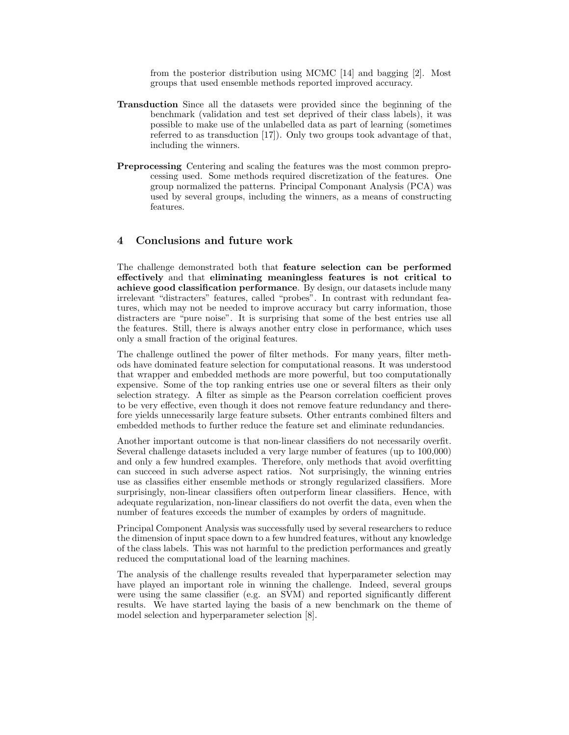from the posterior distribution using MCMC [14] and bagging [2]. Most groups that used ensemble methods reported improved accuracy.

**Transduction** Since all the datasets were provided since the beginning of the benchmark (validation and test set deprived of their class labels), it was possible to make use of the unlabelled data as part of learning (sometimes referred to as transduction [17]). Only two groups took advantage of that, including the winners.

**Preprocessing** Centering and scaling the features was the most common preprocessing used. Some methods required discretization of the features. One group normalized the patterns. Principal Componant Analysis (PCA) was used by several groups, including the winners, as a means of constructing features.

## 4 Conclusions and future work

The challenge demonstrated both that **feature selection can be performed effectively** and that **eliminating meaningless features is not critical to achieve good classification performance**. By design, our datasets include many irrelevant "distracters" features, called "probes". In contrast with redundant features, which may not be needed to improve accuracy but carry information, those distracters are "pure noise". It is surprising that some of the best entries use all the features. Still, there is always another entry close in performance, which uses only a small fraction of the original features.

The challenge outlined the power of filter methods. For many years, filter methods have dominated feature selection for computational reasons. It was understood that wrapper and embedded methods are more powerful, but too computationally expensive. Some of the top ranking entries use one or several filters as their only selection strategy. A filter as simple as the Pearson correlation coefficient proves to be very effective, even though it does not remove feature redundancy and therefore yields unnecessarily large feature subsets. Other entrants combined filters and embedded methods to further reduce the feature set and eliminate redundancies.

Another important outcome is that non-linear classifiers do not necessarily overfit. Several challenge datasets included a very large number of features (up to 100,000) and only a few hundred examples. Therefore, only methods that avoid overfitting can succeed in such adverse aspect ratios. Not surprisingly, the winning entries use as classifies either ensemble methods or strongly regularized classifiers. More surprisingly, non-linear classifiers often outperform linear classifiers. Hence, with adequate regularization, non-linear classifiers do not overfit the data, even when the number of features exceeds the number of examples by orders of magnitude.

Principal Component Analysis was successfully used by several researchers to reduce the dimension of input space down to a few hundred features, without any knowledge of the class labels. This was not harmful to the prediction performances and greatly reduced the computational load of the learning machines.

The analysis of the challenge results revealed that hyperparameter selection may have played an important role in winning the challenge. Indeed, several groups were using the same classifier (e.g. an SVM) and reported significantly different results. We have started laying the basis of a new benchmark on the theme of model selection and hyperparameter selection [8].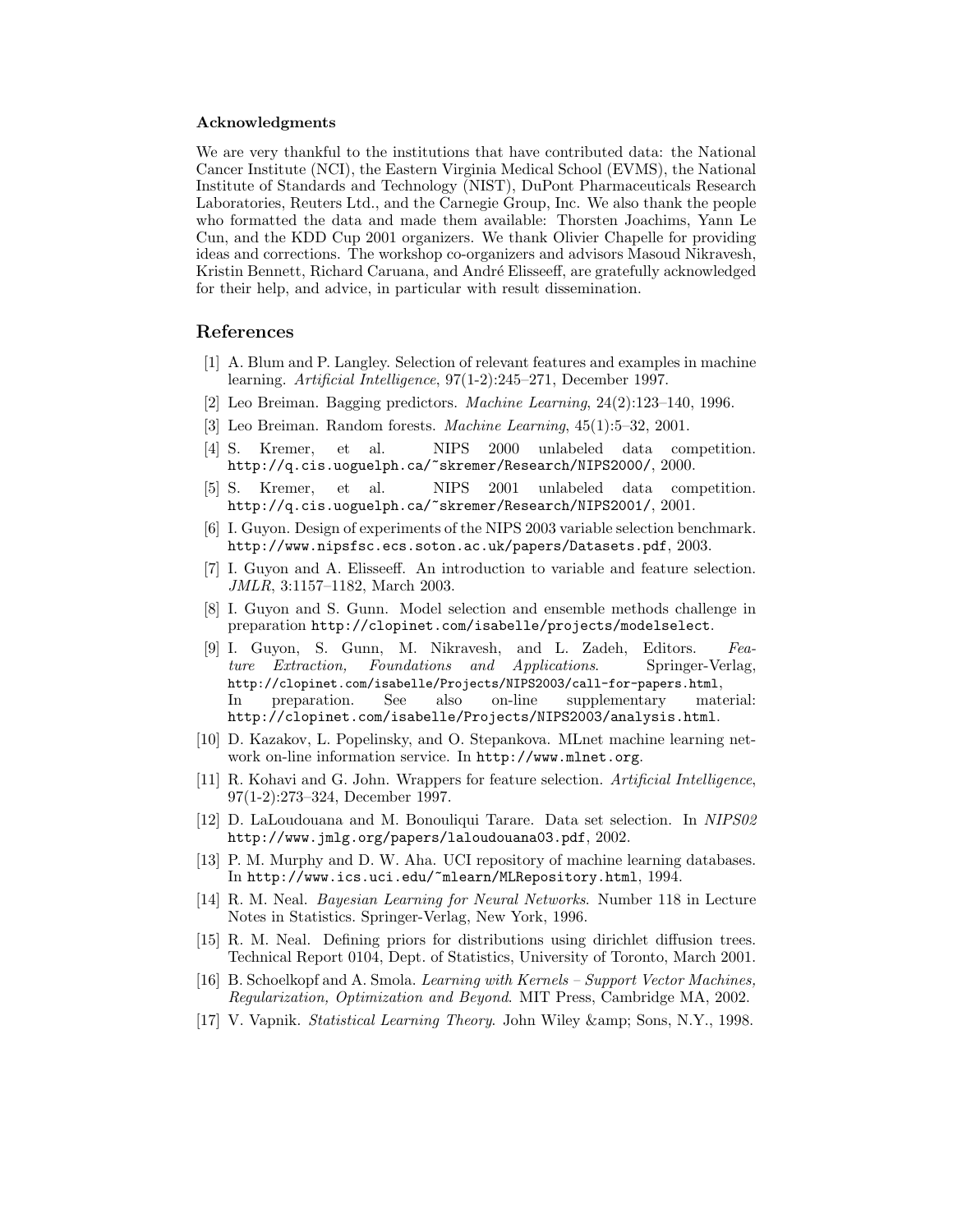### Acknowledgments

We are very thankful to the institutions that have contributed data: the National Cancer Institute (NCI), the Eastern Virginia Medical School (EVMS), the National Institute of Standards and Technology (NIST), DuPont Pharmaceuticals Research Laboratories, Reuters Ltd., and the Carnegie Group, Inc. We also thank the people who formatted the data and made them available: Thorsten Joachims, Yann Le Cun, and the KDD Cup 2001 organizers. We thank Olivier Chapelle for providing ideas and corrections. The workshop co-organizers and advisors Masoud Nikravesh, Kristin Bennett, Richard Caruana, and André Elisseeff, are gratefully acknowledged for their help, and advice, in particular with result dissemination.

## References

1. A. Blum and P. Langley. Selection of relevant features and examples in machine learning. *Artificial Intelligence*, 97(1-2):245–271, December 1997.
2. Leo Breiman. Bagging predictors. *Machine Learning*, 24(2):123–140, 1996.
3. Leo Breiman. Random forests. *Machine Learning*, 45(1):5–32, 2001.
4. S. Kremer, et al. NIPS 2000 unlabeled data competition. `http://q.cis.uoguelph.ca/~skremer/Research/NIPS2000/`, 2000.
5. S. Kremer, et al. NIPS 2001 unlabeled data competition. `http://q.cis.uoguelph.ca/~skremer/Research/NIPS2001/`, 2001.
6. I. Guyon. Design of experiments of the NIPS 2003 variable selection benchmark. `http://www.nipsfsc.ecs.soton.ac.uk/papers/Datasets.pdf`, 2003.
7. I. Guyon and A. Elisseeff. An introduction to variable and feature selection. *JMLR*, 3:1157–1182, March 2003.
8. I. Guyon and S. Gunn. Model selection and ensemble methods challenge in preparation `http://clopinet.com/isabelle/projects/modelselect`.
9. I. Guyon, S. Gunn, M. Nikravesh, and L. Zadeh, Editors. *Feature Extraction, Foundations and Applications*. Springer-Verlag, `http://clopinet.com/isabelle/Projects/NIPS2003/call-for-papers.html`, In preparation. See also on-line supplementary material: `http://clopinet.com/isabelle/Projects/NIPS2003/analysis.html`.
10. D. Kazakov, L. Popelinsky, and O. Stepankova. MLnet machine learning network on-line information service. In `http://www.mlnet.org`.
11. R. Kohavi and G. John. Wrappers for feature selection. *Artificial Intelligence*, 97(1-2):273–324, December 1997.
12. D. LaLoudouana and M. Bonouliqui Tarare. Data set selection. In *NIPS02* `http://www.jmlg.org/papers/laloudouana03.pdf`, 2002.
13. P. M. Murphy and D. W. Aha. UCI repository of machine learning databases. In `http://www.ics.uci.edu/~mlearn/MLRepository.html`, 1994.
14. R. M. Neal. *Bayesian Learning for Neural Networks*. Number 118 in Lecture Notes in Statistics. Springer-Verlag, New York, 1996.
15. R. M. Neal. Defining priors for distributions using dirichlet diffusion trees. Technical Report 0104, Dept. of Statistics, University of Toronto, March 2001.
16. B. Schoelkopf and A. Smola. *Learning with Kernels – Support Vector Machines, Regularization, Optimization and Beyond*. MIT Press, Cambridge MA, 2002.
17. V. Vapnik. *Statistical Learning Theory*. John Wiley &amp; Sons, N.Y., 1998.